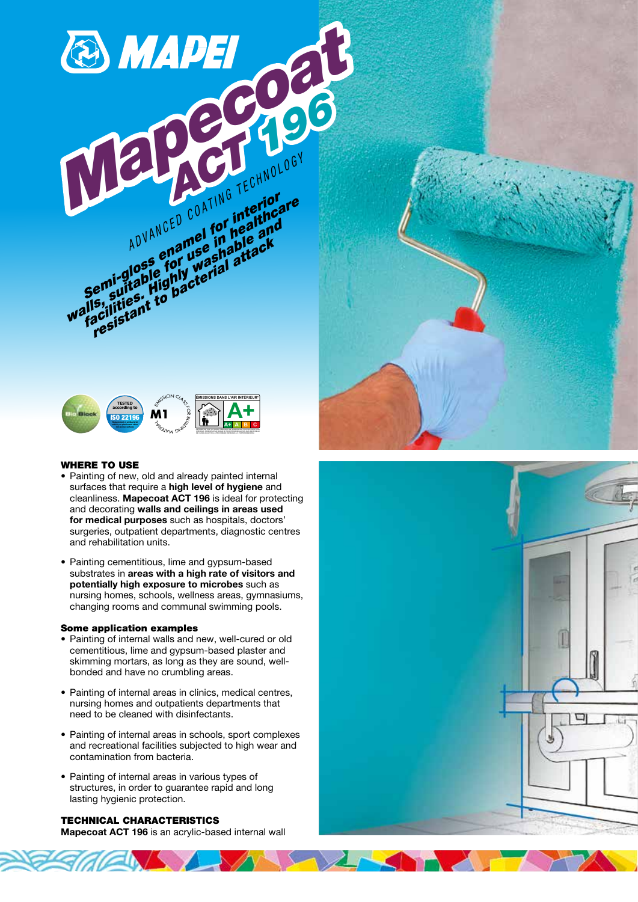# MAPEI

# Mapecoat ACT 196

ADVANCED COATING TECHNOLOGY

**Semi-gloss enamel for interior walls, suitable for use in healthcare facilities. Highly washable and resistant to bacterial attack**

## WHERE TO USE

- Painting of new, old and already painted internal surfaces that require a **high level of hygiene** and cleanliness. **Mapecoat ACT 196** is ideal for protecting and decorating **walls and ceilings in areas used for medical purposes** such as hospitals, doctors' surgeries, outpatient departments, diagnostic centres and rehabilitation units.

- Painting cementitious, lime and gypsum-based substrates in **areas with a high rate of visitors and potentially high exposure to microbes** such as nursing homes, schools, wellness areas, gymnasiums, changing rooms and communal swimming pools.

### Some application examples

- Painting of internal walls and new, well-cured or old cementitious, lime and gypsum-based plaster and skimming mortars, as long as they are sound, well-bonded and have no crumbling areas.

- Painting of internal areas in clinics, medical centres, nursing homes and outpatients departments that need to be cleaned with disinfectants.

- Painting of internal areas in schools, sport complexes and recreational facilities subjected to high wear and contamination from bacteria.

- Painting of internal areas in various types of structures, in order to guarantee rapid and long lasting hygienic protection.

## TECHNICAL CHARACTERISTICS

**Mapecoat ACT 196** is an acrylic-based internal wall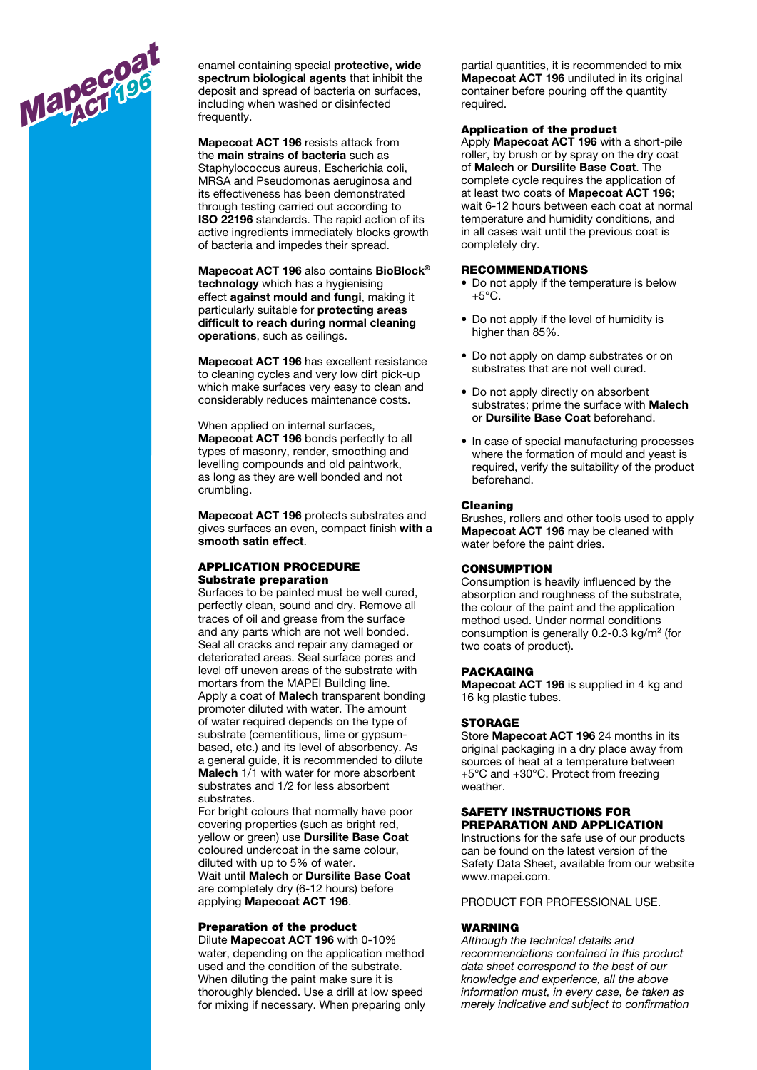enamel containing special **protective, wide spectrum biological agents** that inhibit the deposit and spread of bacteria on surfaces, including when washed or disinfected frequently.

**Mapecoat ACT 196** resists attack from the **main strains of bacteria** such as Staphylococcus aureus, Escherichia coli, MRSA and Pseudomonas aeruginosa and its effectiveness has been demonstrated through testing carried out according to **ISO 22196** standards. The rapid action of its active ingredients immediately blocks growth of bacteria and impedes their spread.

**Mapecoat ACT 196** also contains **BioBlock® technology** which has a hygienising effect **against mould and fungi**, making it particularly suitable for **protecting areas difficult to reach during normal cleaning operations**, such as ceilings.

**Mapecoat ACT 196** has excellent resistance to cleaning cycles and very low dirt pick-up which make surfaces very easy to clean and considerably reduces maintenance costs.

When applied on internal surfaces, **Mapecoat ACT 196** bonds perfectly to all types of masonry, render, smoothing and levelling compounds and old paintwork, as long as they are well bonded and not crumbling.

**Mapecoat ACT 196** protects substrates and gives surfaces an even, compact finish **with a smooth satin effect**.

## APPLICATION PROCEDURE

### Substrate preparation

Surfaces to be painted must be well cured, perfectly clean, sound and dry. Remove all traces of oil and grease from the surface and any parts which are not well bonded. Seal all cracks and repair any damaged or deteriorated areas. Seal surface pores and level off uneven areas of the substrate with mortars from the MAPEI Building line.
Apply a coat of **Malech** transparent bonding promoter diluted with water. The amount of water required depends on the type of substrate (cementitious, lime or gypsum-based, etc.) and its level of absorbency. As a general guide, it is recommended to dilute **Malech** 1/1 with water for more absorbent substrates and 1/2 for less absorbent substrates.
For bright colours that normally have poor covering properties (such as bright red, yellow or green) use **Dursilite Base Coat** coloured undercoat in the same colour, diluted with up to 5% of water.
Wait until **Malech** or **Dursilite Base Coat** are completely dry (6-12 hours) before applying **Mapecoat ACT 196**.

### Preparation of the product

Dilute **Mapecoat ACT 196** with 0-10% water, depending on the application method used and the condition of the substrate. When diluting the paint make sure it is thoroughly blended. Use a drill at low speed for mixing if necessary. When preparing only partial quantities, it is recommended to mix **Mapecoat ACT 196** undiluted in its original container before pouring off the quantity required.

### Application of the product

Apply **Mapecoat ACT 196** with a short-pile roller, by brush or by spray on the dry coat of **Malech** or **Dursilite Base Coat**. The complete cycle requires the application of at least two coats of **Mapecoat ACT 196**; wait 6-12 hours between each coat at normal temperature and humidity conditions, and in all cases wait until the previous coat is completely dry.

## RECOMMENDATIONS

- Do not apply if the temperature is below +5°C.
- Do not apply if the level of humidity is higher than 85%.
- Do not apply on damp substrates or on substrates that are not well cured.
- Do not apply directly on absorbent substrates; prime the surface with **Malech** or **Dursilite Base Coat** beforehand.
- In case of special manufacturing processes where the formation of mould and yeast is required, verify the suitability of the product beforehand.

### Cleaning

Brushes, rollers and other tools used to apply **Mapecoat ACT 196** may be cleaned with water before the paint dries.

## CONSUMPTION

Consumption is heavily influenced by the absorption and roughness of the substrate, the colour of the paint and the application method used. Under normal conditions consumption is generally 0.2-0.3 kg/m² (for two coats of product).

## PACKAGING

**Mapecoat ACT 196** is supplied in 4 kg and 16 kg plastic tubes.

## STORAGE

Store **Mapecoat ACT 196** 24 months in its original packaging in a dry place away from sources of heat at a temperature between +5°C and +30°C. Protect from freezing weather.

## SAFETY INSTRUCTIONS FOR PREPARATION AND APPLICATION

Instructions for the safe use of our products can be found on the latest version of the Safety Data Sheet, available from our website www.mapei.com.

PRODUCT FOR PROFESSIONAL USE.

## WARNING

*Although the technical details and recommendations contained in this product data sheet correspond to the best of our knowledge and experience, all the above information must, in every case, be taken as merely indicative and subject to confirmation*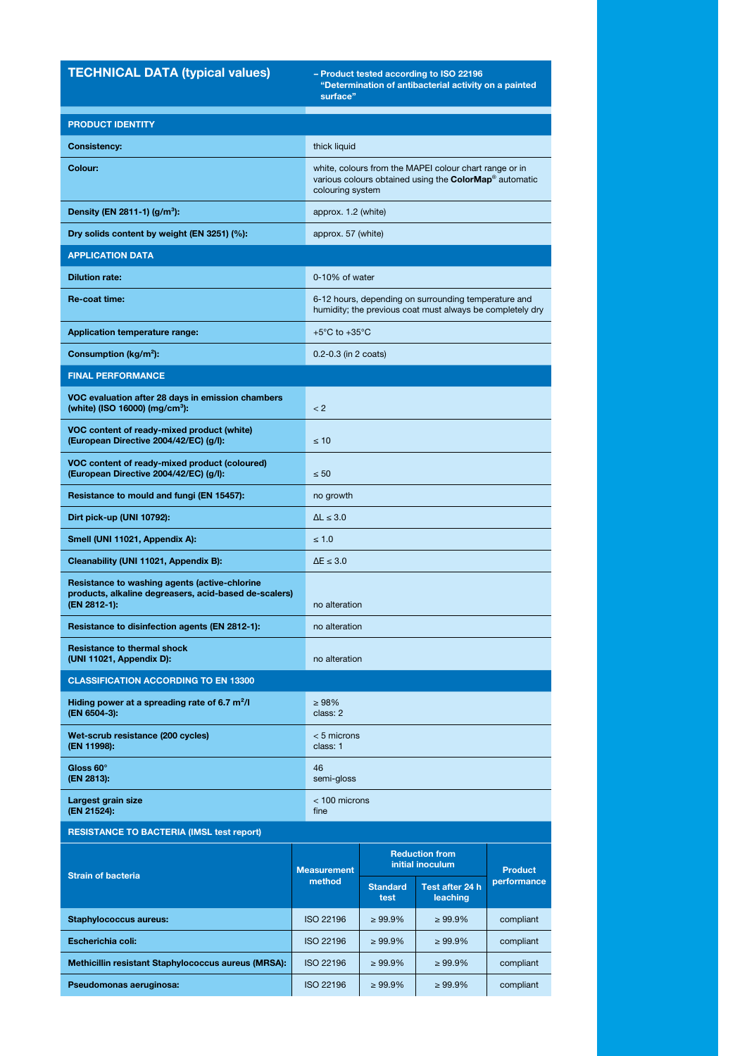## TECHNICAL DATA (typical values)

– Product tested according to ISO 22196 "Determination of antibacterial activity on a painted surface"

| | |
|---|---|
| **PRODUCT IDENTITY** | |
| **Consistency:** | thick liquid |
| **Colour:** | white, colours from the MAPEI colour chart range or in various colours obtained using the **ColorMap**® automatic colouring system |
| **Density (EN 2811-1) (g/m³):** | approx. 1.2 (white) |
| **Dry solids content by weight (EN 3251) (%):** | approx. 57 (white) |
| **APPLICATION DATA** | |
| **Dilution rate:** | 0-10% of water |
| **Re-coat time:** | 6-12 hours, depending on surrounding temperature and humidity; the previous coat must always be completely dry |
| **Application temperature range:** | +5°C to +35°C |
| **Consumption (kg/m²):** | 0.2-0.3 (in 2 coats) |
| **FINAL PERFORMANCE** | |
| **VOC evaluation after 28 days in emission chambers (white) (ISO 16000) (mg/cm³):** | < 2 |
| **VOC content of ready-mixed product (white) (European Directive 2004/42/EC) (g/l):** | ≤ 10 |
| **VOC content of ready-mixed product (coloured) (European Directive 2004/42/EC) (g/l):** | ≤ 50 |
| **Resistance to mould and fungi (EN 15457):** | no growth |
| **Dirt pick-up (UNI 10792):** | ΔL ≤ 3.0 |
| **Smell (UNI 11021, Appendix A):** | ≤ 1.0 |
| **Cleanability (UNI 11021, Appendix B):** | ΔE ≤ 3.0 |
| **Resistance to washing agents (active-chlorine products, alkaline degreasers, acid-based de-scalers) (EN 2812-1):** | no alteration |
| **Resistance to disinfection agents (EN 2812-1):** | no alteration |
| **Resistance to thermal shock (UNI 11021, Appendix D):** | no alteration |
| **CLASSIFICATION ACCORDING TO EN 13300** | |
| **Hiding power at a spreading rate of 6.7 m²/l (EN 6504-3):** | ≥ 98%<br>class: 2 |
| **Wet-scrub resistance (200 cycles) (EN 11998):** | < 5 microns<br>class: 1 |
| **Gloss 60° (EN 2813):** | 46<br>semi-gloss |
| **Largest grain size (EN 21524):** | < 100 microns<br>fine |

**RESISTANCE TO BACTERIA (IMSL test report)**

| Strain of bacteria | Measurement method | Reduction from initial inoculum | | Product performance |
|---|---|---|---|---|
| | | Standard test | Test after 24 h leaching | |
| **Staphylococcus aureus:** | ISO 22196 | ≥ 99.9% | ≥ 99.9% | compliant |
| **Escherichia coli:** | ISO 22196 | ≥ 99.9% | ≥ 99.9% | compliant |
| **Methicillin resistant Staphylococcus aureus (MRSA):** | ISO 22196 | ≥ 99.9% | ≥ 99.9% | compliant |
| **Pseudomonas aeruginosa:** | ISO 22196 | ≥ 99.9% | ≥ 99.9% | compliant |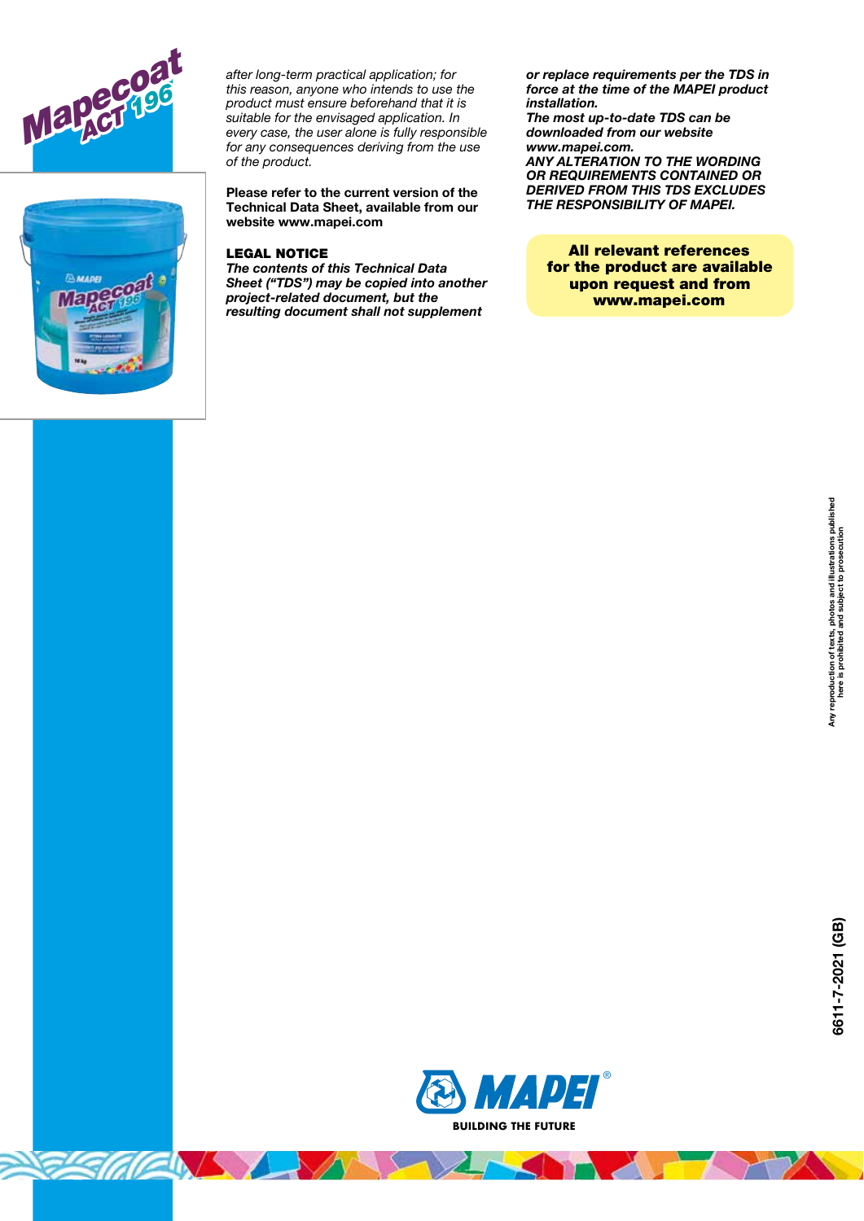*after long-term practical application; for this reason, anyone who intends to use the product must ensure beforehand that it is suitable for the envisaged application. In every case, the user alone is fully responsible for any consequences deriving from the use of the product.*

**Please refer to the current version of the Technical Data Sheet, available from our website www.mapei.com**

**LEGAL NOTICE**

***The contents of this Technical Data Sheet ("TDS") may be copied into another project-related document, but the resulting document shall not supplement or replace requirements per the TDS in force at the time of the MAPEI product installation.***

***The most up-to-date TDS can be downloaded from our website www.mapei.com.***

***ANY ALTERATION TO THE WORDING OR REQUIREMENTS CONTAINED OR DERIVED FROM THIS TDS EXCLUDES THE RESPONSIBILITY OF MAPEI.***

**All relevant references for the product are available upon request and from www.mapei.com**

Any reproduction of texts, photos and illustrations published here is prohibited and subject to prosecution

6611-7-2021 (GB)

MAPEI® BUILDING THE FUTURE